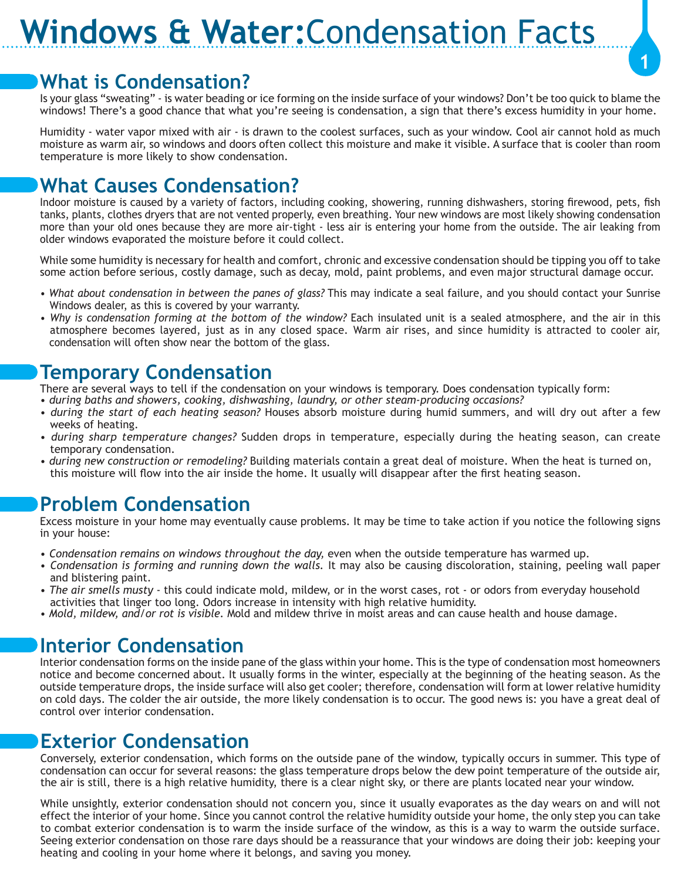# Windows & Water: Condensation Facts

## What is Condensation?

Is your glass "sweating" - is water beading or ice forming on the inside surface of your windows? Don't be too quick to blame the windows! There's a good chance that what you're seeing is condensation, a sign that there's excess humidity in your home.

Humidity - water vapor mixed with air - is drawn to the coolest surfaces, such as your window. Cool air cannot hold as much moisture as warm air, so windows and doors often collect this moisture and make it visible. A surface that is cooler than room temperature is more likely to show condensation.

## What Causes Condensation?

Indoor moisture is caused by a variety of factors, including cooking, showering, running dishwashers, storing firewood, pets, fish tanks, plants, clothes dryers that are not vented properly, even breathing. Your new windows are most likely showing condensation more than your old ones because they are more air-tight - less air is entering your home from the outside. The air leaking from older windows evaporated the moisture before it could collect.

While some humidity is necessary for health and comfort, chronic and excessive condensation should be tipping you off to take some action before serious, costly damage, such as decay, mold, paint problems, and even major structural damage occur.

- *What about condensation in between the panes of glass?* This may indicate a seal failure, and you should contact your Sunrise Windows dealer, as this is covered by your warranty.
- *Why is condensation forming at the bottom of the window?* Each insulated unit is a sealed atmosphere, and the air in this atmosphere becomes layered, just as in any closed space. Warm air rises, and since humidity is attracted to cooler air, condensation will often show near the bottom of the glass.

## Temporary Condensation

There are several ways to tell if the condensation on your windows is temporary. Does condensation typically form:

- *during baths and showers, cooking, dishwashing, laundry, or other steam-producing occasions?*
- *during the start of each heating season?* Houses absorb moisture during humid summers, and will dry out after a few weeks of heating.
- *during sharp temperature changes?* Sudden drops in temperature, especially during the heating season, can create temporary condensation.
- *during new construction or remodeling?* Building materials contain a great deal of moisture. When the heat is turned on, this moisture will flow into the air inside the home. It usually will disappear after the first heating season.

## Problem Condensation

Excess moisture in your home may eventually cause problems. It may be time to take action if you notice the following signs in your house:

- *Condensation remains on windows throughout the day,* even when the outside temperature has warmed up.
- *Condensation is forming and running down the walls.* It may also be causing discoloration, staining, peeling wall paper and blistering paint.
- *The air smells musty* - this could indicate mold, mildew, or in the worst cases, rot - or odors from everyday household activities that linger too long. Odors increase in intensity with high relative humidity.
- *Mold, mildew, and/or rot is visible.* Mold and mildew thrive in moist areas and can cause health and house damage.

## Interior Condensation

Interior condensation forms on the inside pane of the glass within your home. This is the type of condensation most homeowners notice and become concerned about. It usually forms in the winter, especially at the beginning of the heating season. As the outside temperature drops, the inside surface will also get cooler; therefore, condensation will form at lower relative humidity on cold days. The colder the air outside, the more likely condensation is to occur. The good news is: you have a great deal of control over interior condensation.

## Exterior Condensation

Conversely, exterior condensation, which forms on the outside pane of the window, typically occurs in summer. This type of condensation can occur for several reasons: the glass temperature drops below the dew point temperature of the outside air, the air is still, there is a high relative humidity, there is a clear night sky, or there are plants located near your window.

While unsightly, exterior condensation should not concern you, since it usually evaporates as the day wears on and will not effect the interior of your home. Since you cannot control the relative humidity outside your home, the only step you can take to combat exterior condensation is to warm the inside surface of the window, as this is a way to warm the outside surface. Seeing exterior condensation on those rare days should be a reassurance that your windows are doing their job: keeping your heating and cooling in your home where it belongs, and saving you money.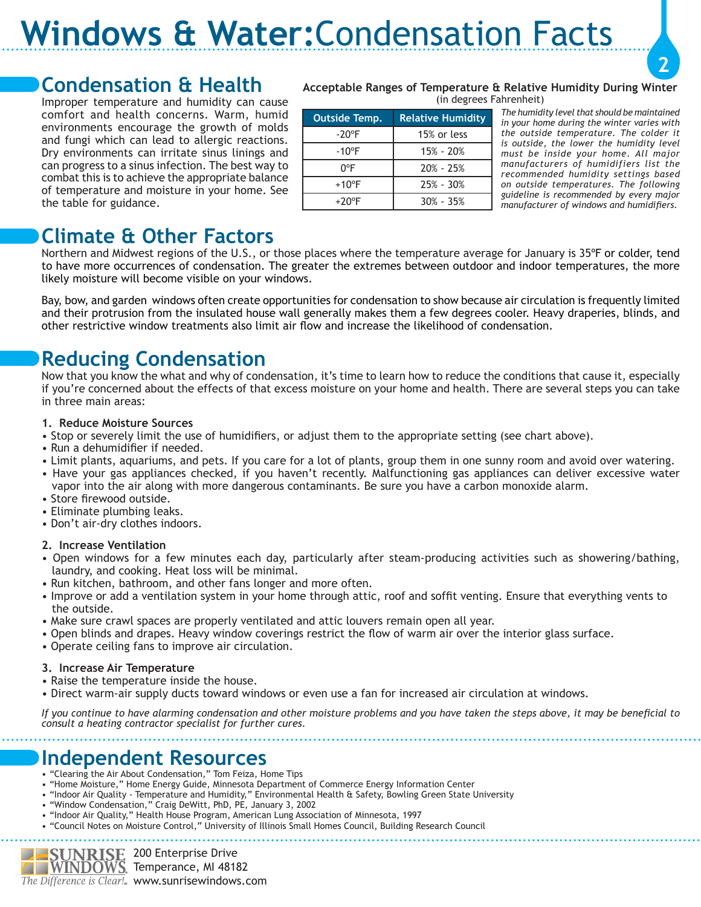# Windows & Water: Condensation Facts

## Condensation & Health

Improper temperature and humidity can cause comfort and health concerns. Warm, humid environments encourage the growth of molds and fungi which can lead to allergic reactions. Dry environments can irritate sinus linings and can progress to a sinus infection. The best way to combat this is to achieve the appropriate balance of temperature and moisture in your home. See the table for guidance.

**Acceptable Ranges of Temperature & Relative Humidity During Winter**
(in degrees Fahrenheit)

| Outside Temp. | Relative Humidity |
|---|---|
| -20ºF | 15% or less |
| -10ºF | 15% - 20% |
| 0ºF | 20% - 25% |
| +10ºF | 25% - 30% |
| +20ºF | 30% - 35% |

*The humidity level that should be maintained in your home during the winter varies with the outside temperature. The colder it is outside, the lower the humidity level must be inside your home. All major manufacturers of humidifiers list the recommended humidity settings based on outside temperatures. The following guideline is recommended by every major manufacturer of windows and humidifiers.*

## Climate & Other Factors

Northern and Midwest regions of the U.S., or those places where the temperature average for January is 35ºF or colder, tend to have more occurrences of condensation. The greater the extremes between outdoor and indoor temperatures, the more likely moisture will become visible on your windows.

Bay, bow, and garden windows often create opportunities for condensation to show because air circulation is frequently limited and their protrusion from the insulated house wall generally makes them a few degrees cooler. Heavy draperies, blinds, and other restrictive window treatments also limit air flow and increase the likelihood of condensation.

## Reducing Condensation

Now that you know the what and why of condensation, it's time to learn how to reduce the conditions that cause it, especially if you're concerned about the effects of that excess moisture on your home and health. There are several steps you can take in three main areas:

**1. Reduce Moisture Sources**

- Stop or severely limit the use of humidifiers, or adjust them to the appropriate setting (see chart above).
- Run a dehumidifier if needed.
- Limit plants, aquariums, and pets. If you care for a lot of plants, group them in one sunny room and avoid over watering.
- Have your gas appliances checked, if you haven't recently. Malfunctioning gas appliances can deliver excessive water vapor into the air along with more dangerous contaminants. Be sure you have a carbon monoxide alarm.
- Store firewood outside.
- Eliminate plumbing leaks.
- Don't air-dry clothes indoors.

**2. Increase Ventilation**

- Open windows for a few minutes each day, particularly after steam-producing activities such as showering/bathing, laundry, and cooking. Heat loss will be minimal.
- Run kitchen, bathroom, and other fans longer and more often.
- Improve or add a ventilation system in your home through attic, roof and soffit venting. Ensure that everything vents to the outside.
- Make sure crawl spaces are properly ventilated and attic louvers remain open all year.
- Open blinds and drapes. Heavy window coverings restrict the flow of warm air over the interior glass surface.
- Operate ceiling fans to improve air circulation.

**3. Increase Air Temperature**

- Raise the temperature inside the house.
- Direct warm-air supply ducts toward windows or even use a fan for increased air circulation at windows.

*If you continue to have alarming condensation and other moisture problems and you have taken the steps above, it may be beneficial to consult a heating contractor specialist for further cures.*

## Independent Resources

- "Clearing the Air About Condensation," Tom Feiza, Home Tips
- "Home Moisture," Home Energy Guide, Minnesota Department of Commerce Energy Information Center
- "Indoor Air Quality - Temperature and Humidity," Environmental Health & Safety, Bowling Green State University
- "Window Condensation," Craig DeWitt, PhD, PE, January 3, 2002
- "Indoor Air Quality," Health House Program, American Lung Association of Minnesota, 1997
- "Council Notes on Moisture Control," University of Illinois Small Homes Council, Building Research Council

SUNRISE WINDOWS
*The Difference is Clear!*

200 Enterprise Drive
Temperance, MI 48182
www.sunrisewindows.com